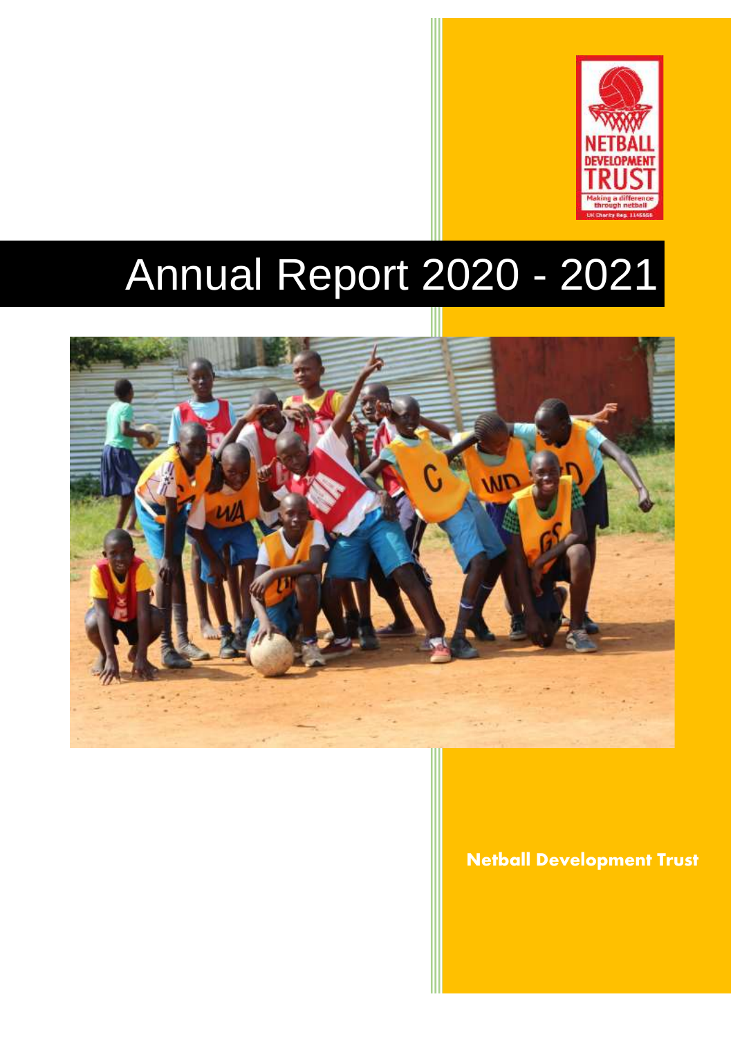# Annual Report 2020 - 2021

**Netball Development Trust**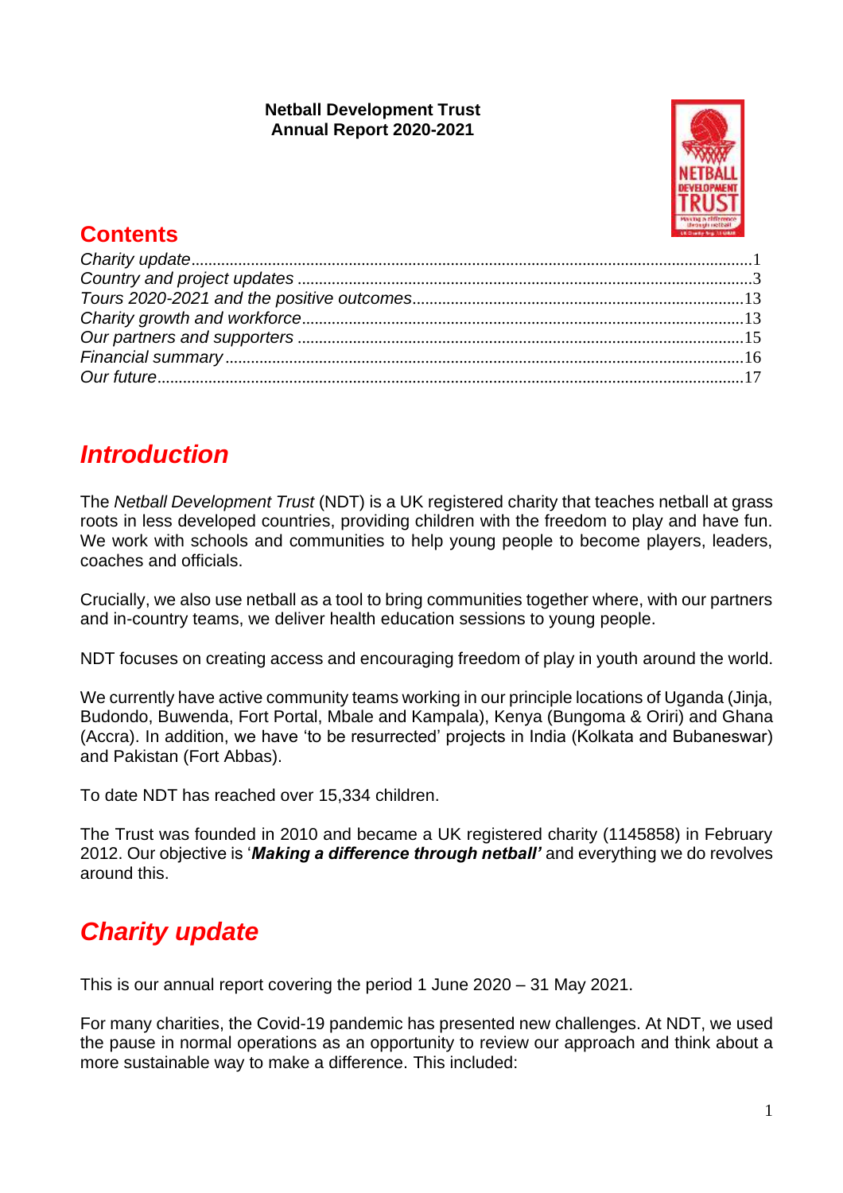**Netball Development Trust**
**Annual Report 2020-2021**

## Contents

*Charity update*...1
*Country and project updates*...3
*Tours 2020-2021 and the positive outcomes*...13
*Charity growth and workforce*...13
*Our partners and supporters*...15
*Financial summary*...16
*Our future*...17

# *Introduction*

The *Netball Development Trust* (NDT) is a UK registered charity that teaches netball at grass roots in less developed countries, providing children with the freedom to play and have fun. We work with schools and communities to help young people to become players, leaders, coaches and officials.

Crucially, we also use netball as a tool to bring communities together where, with our partners and in-country teams, we deliver health education sessions to young people.

NDT focuses on creating access and encouraging freedom of play in youth around the world.

We currently have active community teams working in our principle locations of Uganda (Jinja, Budondo, Buwenda, Fort Portal, Mbale and Kampala), Kenya (Bungoma & Oriri) and Ghana (Accra). In addition, we have 'to be resurrected' projects in India (Kolkata and Bubaneswar) and Pakistan (Fort Abbas).

To date NDT has reached over 15,334 children.

The Trust was founded in 2010 and became a UK registered charity (1145858) in February 2012. Our objective is '***Making a difference through netball'*** and everything we do revolves around this.

# *Charity update*

This is our annual report covering the period 1 June 2020 – 31 May 2021.

For many charities, the Covid-19 pandemic has presented new challenges. At NDT, we used the pause in normal operations as an opportunity to review our approach and think about a more sustainable way to make a difference. This included: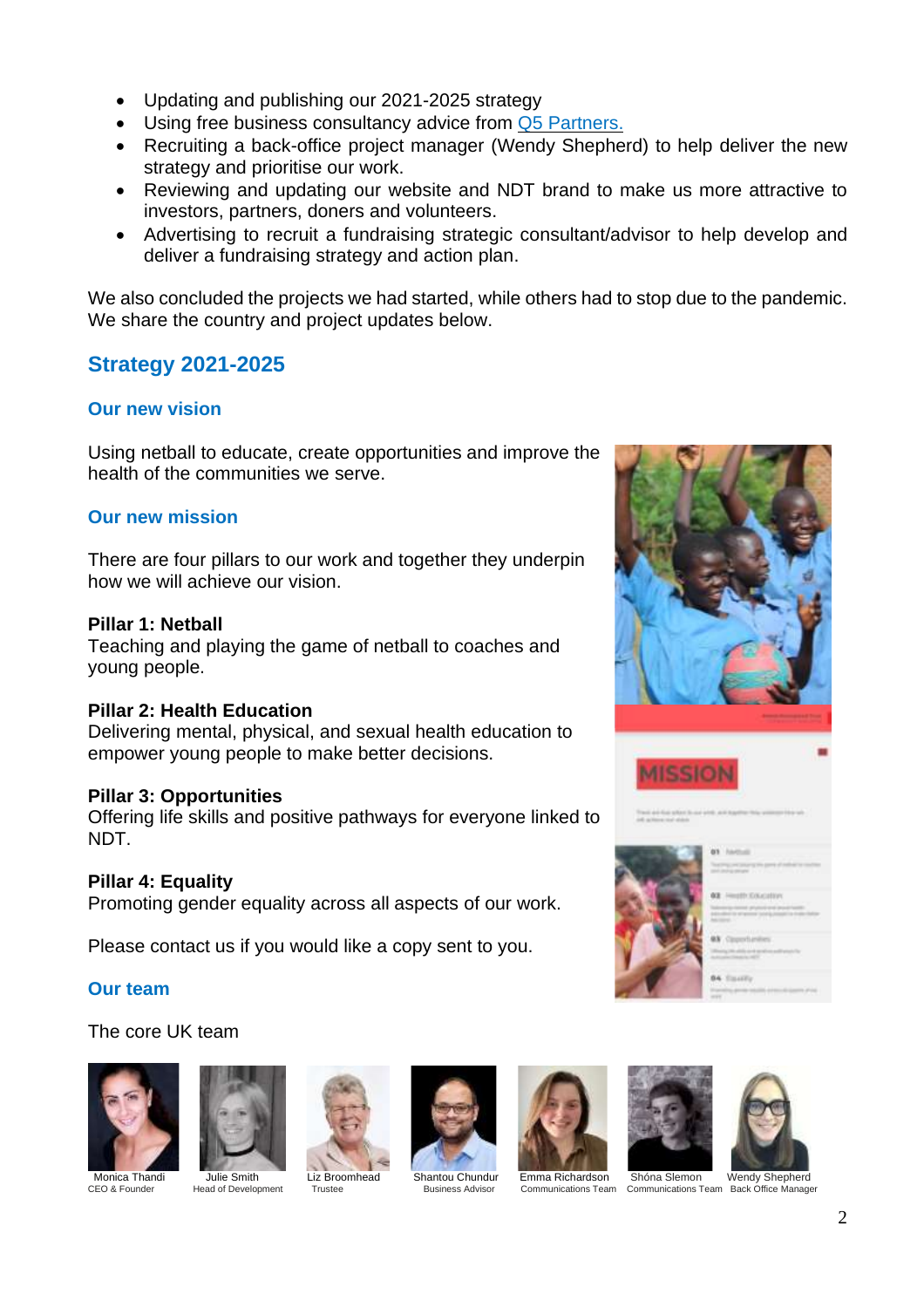- Updating and publishing our 2021-2025 strategy
- Using free business consultancy advice from [Q5 Partners.]
- Recruiting a back-office project manager (Wendy Shepherd) to help deliver the new strategy and prioritise our work.
- Reviewing and updating our website and NDT brand to make us more attractive to investors, partners, doners and volunteers.
- Advertising to recruit a fundraising strategic consultant/advisor to help develop and deliver a fundraising strategy and action plan.

We also concluded the projects we had started, while others had to stop due to the pandemic. We share the country and project updates below.

## Strategy 2021-2025

### Our new vision

Using netball to educate, create opportunities and improve the health of the communities we serve.

### Our new mission

There are four pillars to our work and together they underpin how we will achieve our vision.

**Pillar 1: Netball**
Teaching and playing the game of netball to coaches and young people.

**Pillar 2: Health Education**
Delivering mental, physical, and sexual health education to empower young people to make better decisions.

**Pillar 3: Opportunities**
Offering life skills and positive pathways for everyone linked to NDT.

**Pillar 4: Equality**
Promoting gender equality across all aspects of our work.

Please contact us if you would like a copy sent to you.

### Our team

The core UK team

| Monica Thandi | Julie Smith | Liz Broomhead | Shantou Chundur | Emma Richardson | Shóna Slemon | Wendy Shepherd |
|---|---|---|---|---|---|---|
| CEO & Founder | Head of Development | Trustee | Business Advisor | Communications Team | Communications Team | Back Office Manager |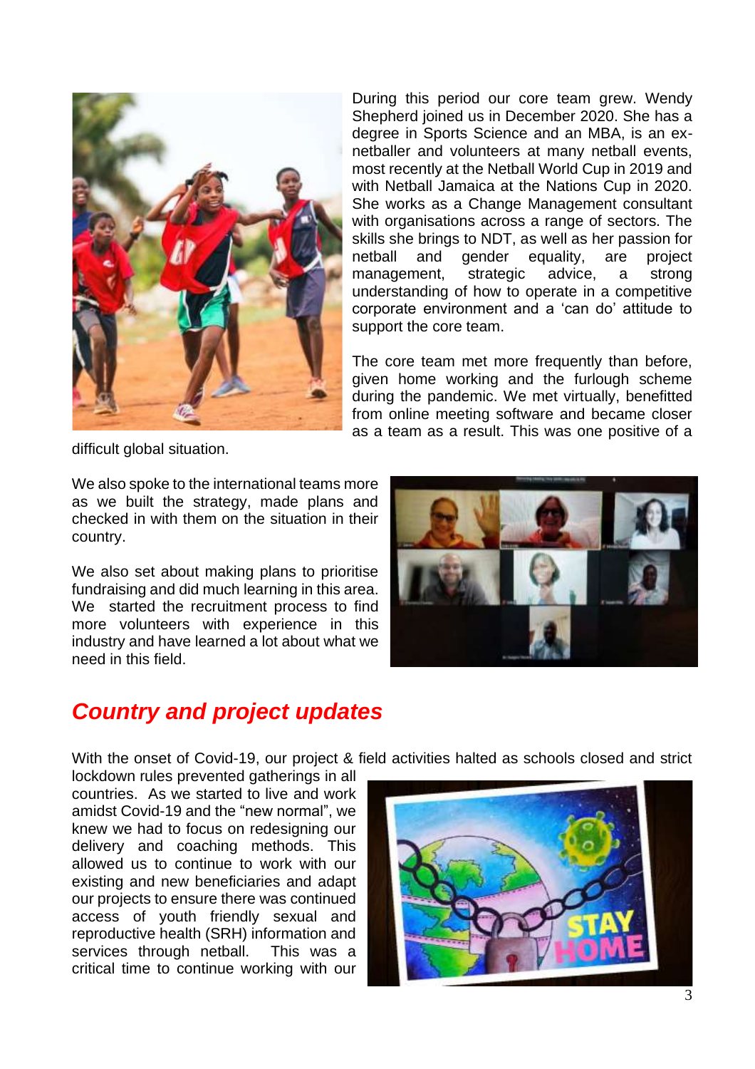During this period our core team grew. Wendy Shepherd joined us in December 2020. She has a degree in Sports Science and an MBA, is an ex-netballer and volunteers at many netball events, most recently at the Netball World Cup in 2019 and with Netball Jamaica at the Nations Cup in 2020. She works as a Change Management consultant with organisations across a range of sectors. The skills she brings to NDT, as well as her passion for netball and gender equality, are project management, strategic advice, a strong understanding of how to operate in a competitive corporate environment and a 'can do' attitude to support the core team.

The core team met more frequently than before, given home working and the furlough scheme during the pandemic. We met virtually, benefitted from online meeting software and became closer as a team as a result. This was one positive of a difficult global situation.

We also spoke to the international teams more as we built the strategy, made plans and checked in with them on the situation in their country.

We also set about making plans to prioritise fundraising and did much learning in this area. We started the recruitment process to find more volunteers with experience in this industry and have learned a lot about what we need in this field.

## *Country and project updates*

With the onset of Covid-19, our project & field activities halted as schools closed and strict lockdown rules prevented gatherings in all countries. As we started to live and work amidst Covid-19 and the "new normal", we knew we had to focus on redesigning our delivery and coaching methods. This allowed us to continue to work with our existing and new beneficiaries and adapt our projects to ensure there was continued access of youth friendly sexual and reproductive health (SRH) information and services through netball. This was a critical time to continue working with our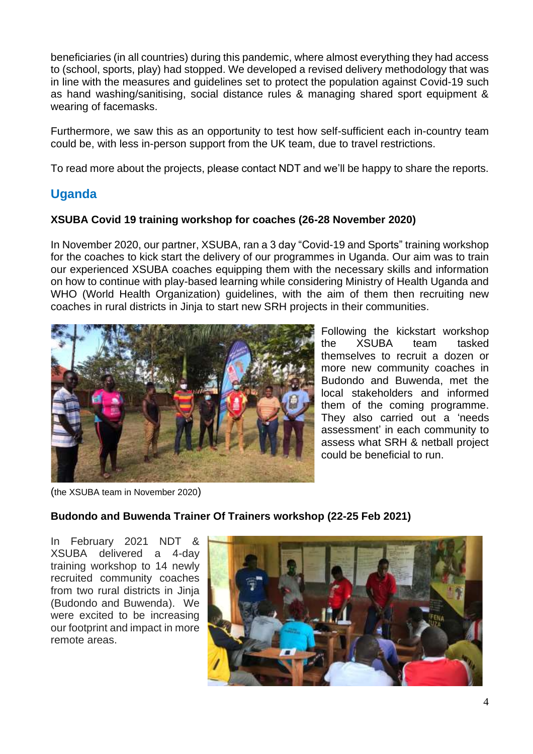beneficiaries (in all countries) during this pandemic, where almost everything they had access to (school, sports, play) had stopped. We developed a revised delivery methodology that was in line with the measures and guidelines set to protect the population against Covid-19 such as hand washing/sanitising, social distance rules & managing shared sport equipment & wearing of facemasks.

Furthermore, we saw this as an opportunity to test how self-sufficient each in-country team could be, with less in-person support from the UK team, due to travel restrictions.

To read more about the projects, please contact NDT and we'll be happy to share the reports.

## Uganda

**XSUBA Covid 19 training workshop for coaches (26-28 November 2020)**

In November 2020, our partner, XSUBA, ran a 3 day "Covid-19 and Sports" training workshop for the coaches to kick start the delivery of our programmes in Uganda. Our aim was to train our experienced XSUBA coaches equipping them with the necessary skills and information on how to continue with play-based learning while considering Ministry of Health Uganda and WHO (World Health Organization) guidelines, with the aim of them then recruiting new coaches in rural districts in Jinja to start new SRH projects in their communities.

Following the kickstart workshop the XSUBA team tasked themselves to recruit a dozen or more new community coaches in Budondo and Buwenda, met the local stakeholders and informed them of the coming programme. They also carried out a 'needs assessment' in each community to assess what SRH & netball project could be beneficial to run.

(the XSUBA team in November 2020)

**Budondo and Buwenda Trainer Of Trainers workshop (22-25 Feb 2021)**

In February 2021 NDT & XSUBA delivered a 4-day training workshop to 14 newly recruited community coaches from two rural districts in Jinja (Budondo and Buwenda). We were excited to be increasing our footprint and impact in more remote areas.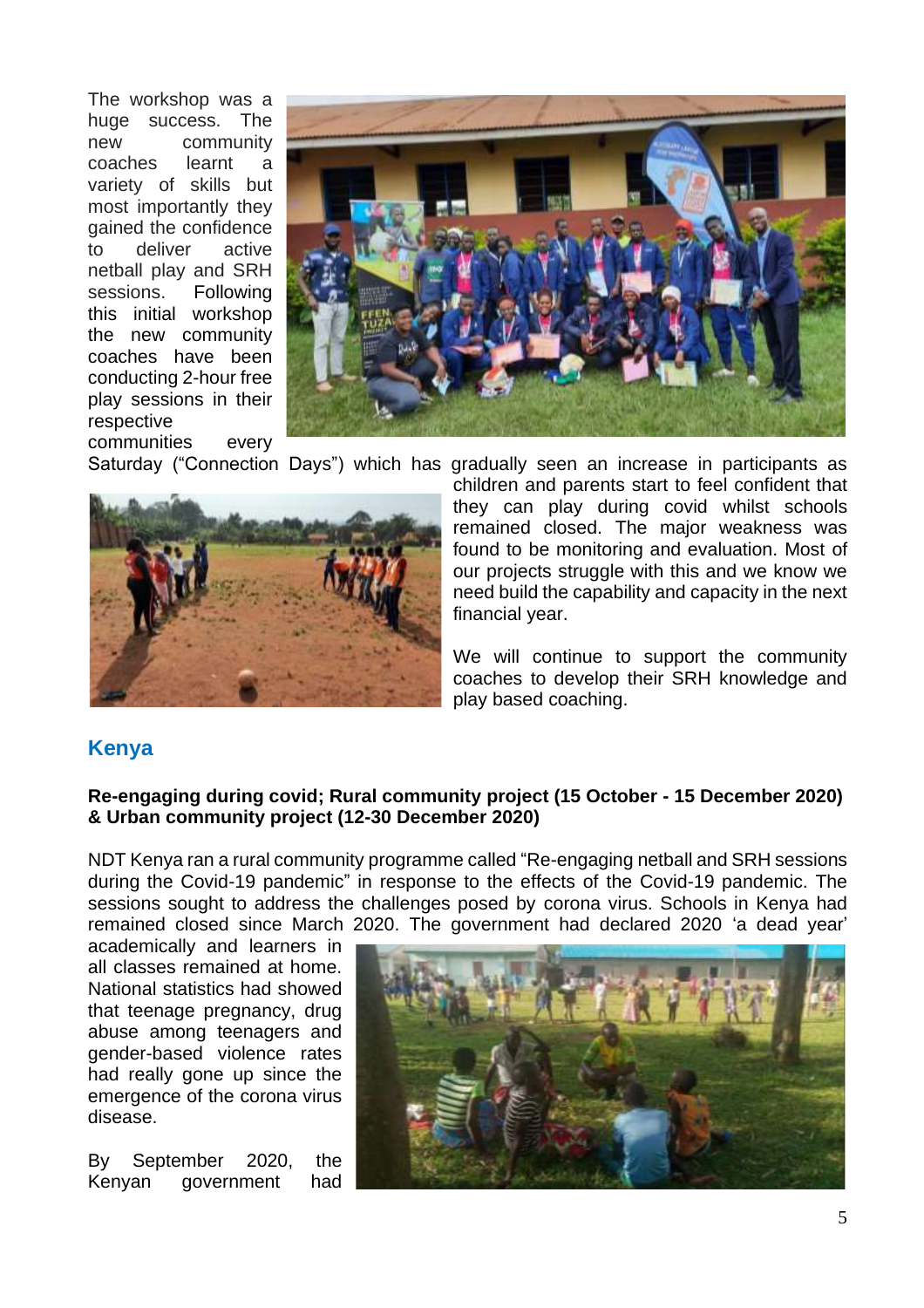The workshop was a huge success. The new community coaches learnt a variety of skills but most importantly they gained the confidence to deliver active netball play and SRH sessions. Following this initial workshop the new community coaches have been conducting 2-hour free play sessions in their respective communities every Saturday ("Connection Days") which has gradually seen an increase in participants as children and parents start to feel confident that they can play during covid whilst schools remained closed. The major weakness was found to be monitoring and evaluation. Most of our projects struggle with this and we know we need build the capability and capacity in the next financial year.

We will continue to support the community coaches to develop their SRH knowledge and play based coaching.

## Kenya

**Re-engaging during covid; Rural community project (15 October - 15 December 2020) & Urban community project (12-30 December 2020)**

NDT Kenya ran a rural community programme called "Re-engaging netball and SRH sessions during the Covid-19 pandemic" in response to the effects of the Covid-19 pandemic. The sessions sought to address the challenges posed by corona virus. Schools in Kenya had remained closed since March 2020. The government had declared 2020 'a dead year' academically and learners in all classes remained at home. National statistics had showed that teenage pregnancy, drug abuse among teenagers and gender-based violence rates had really gone up since the emergence of the corona virus disease.

By September 2020, the Kenyan government had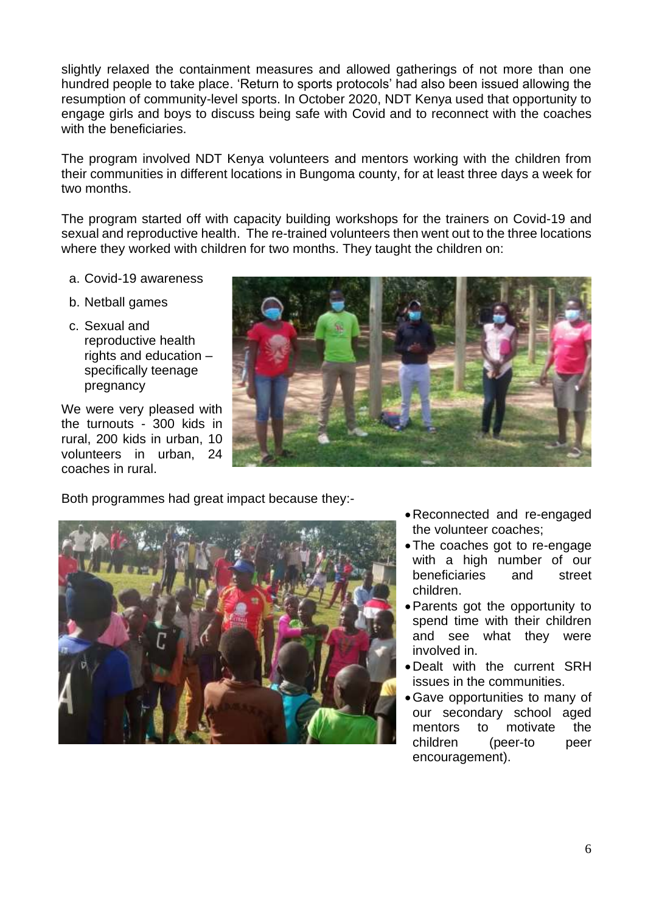slightly relaxed the containment measures and allowed gatherings of not more than one hundred people to take place. 'Return to sports protocols' had also been issued allowing the resumption of community-level sports. In October 2020, NDT Kenya used that opportunity to engage girls and boys to discuss being safe with Covid and to reconnect with the coaches with the beneficiaries.

The program involved NDT Kenya volunteers and mentors working with the children from their communities in different locations in Bungoma county, for at least three days a week for two months.

The program started off with capacity building workshops for the trainers on Covid-19 and sexual and reproductive health. The re-trained volunteers then went out to the three locations where they worked with children for two months. They taught the children on:

a. Covid-19 awareness
b. Netball games
c. Sexual and reproductive health rights and education – specifically teenage pregnancy

We were very pleased with the turnouts - 300 kids in rural, 200 kids in urban, 10 volunteers in urban, 24 coaches in rural.

Both programmes had great impact because they:-

- Reconnected and re-engaged the volunteer coaches;
- The coaches got to re-engage with a high number of our beneficiaries and street children.
- Parents got the opportunity to spend time with their children and see what they were involved in.
- Dealt with the current SRH issues in the communities.
- Gave opportunities to many of our secondary school aged mentors to motivate the children (peer-to peer encouragement).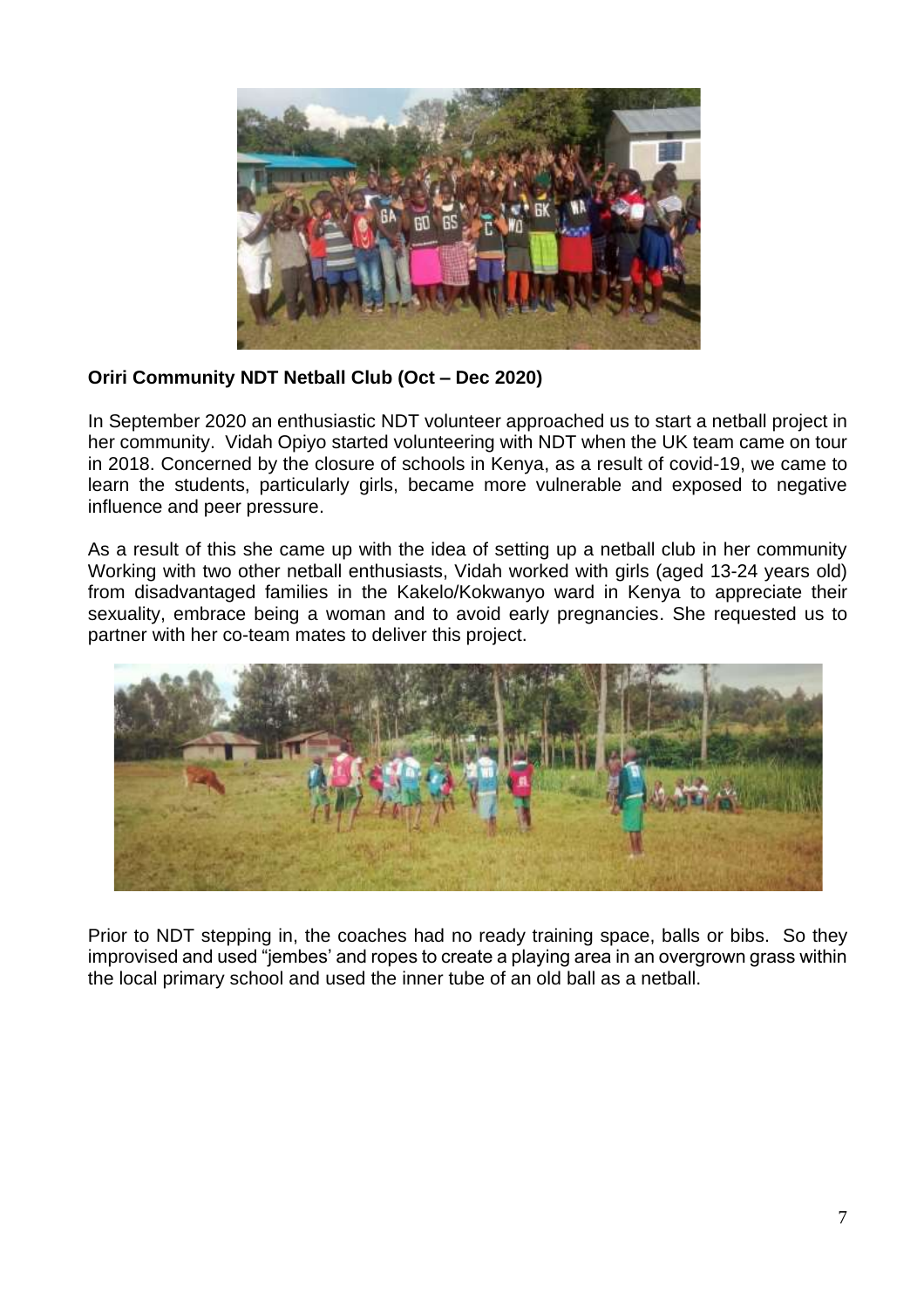**Oriri Community NDT Netball Club (Oct – Dec 2020)**

In September 2020 an enthusiastic NDT volunteer approached us to start a netball project in her community. Vidah Opiyo started volunteering with NDT when the UK team came on tour in 2018. Concerned by the closure of schools in Kenya, as a result of covid-19, we came to learn the students, particularly girls, became more vulnerable and exposed to negative influence and peer pressure.

As a result of this she came up with the idea of setting up a netball club in her community Working with two other netball enthusiasts, Vidah worked with girls (aged 13-24 years old) from disadvantaged families in the Kakelo/Kokwanyo ward in Kenya to appreciate their sexuality, embrace being a woman and to avoid early pregnancies. She requested us to partner with her co-team mates to deliver this project.

Prior to NDT stepping in, the coaches had no ready training space, balls or bibs. So they improvised and used "jembes' and ropes to create a playing area in an overgrown grass within the local primary school and used the inner tube of an old ball as a netball.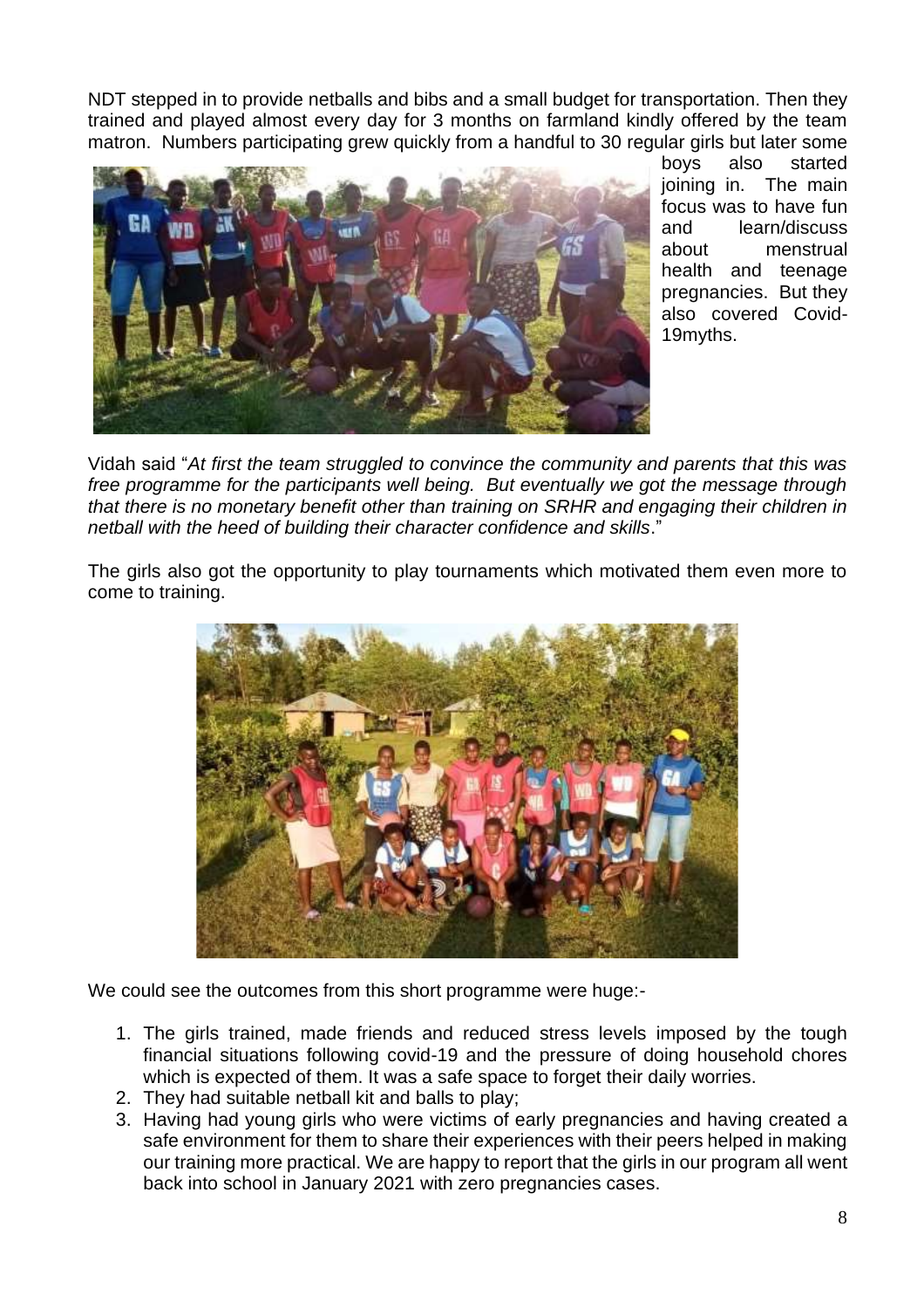NDT stepped in to provide netballs and bibs and a small budget for transportation. Then they trained and played almost every day for 3 months on farmland kindly offered by the team matron. Numbers participating grew quickly from a handful to 30 regular girls but later some boys also started joining in. The main focus was to have fun and learn/discuss about menstrual health and teenage pregnancies. But they also covered Covid-19myths.

Vidah said "*At first the team struggled to convince the community and parents that this was free programme for the participants well being. But eventually we got the message through that there is no monetary benefit other than training on SRHR and engaging their children in netball with the heed of building their character confidence and skills*."

The girls also got the opportunity to play tournaments which motivated them even more to come to training.

We could see the outcomes from this short programme were huge:-

1. The girls trained, made friends and reduced stress levels imposed by the tough financial situations following covid-19 and the pressure of doing household chores which is expected of them. It was a safe space to forget their daily worries.
2. They had suitable netball kit and balls to play;
3. Having had young girls who were victims of early pregnancies and having created a safe environment for them to share their experiences with their peers helped in making our training more practical. We are happy to report that the girls in our program all went back into school in January 2021 with zero pregnancies cases.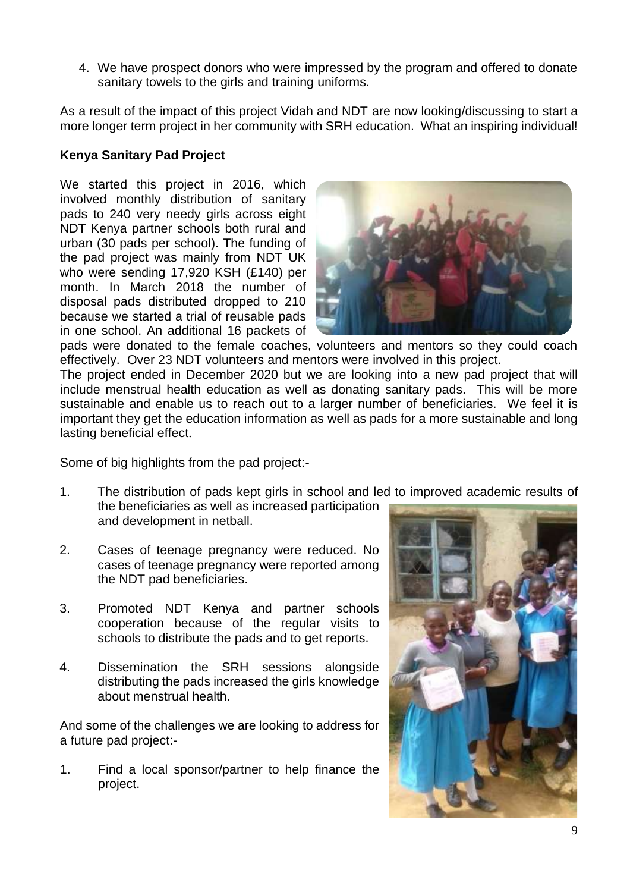4. We have prospect donors who were impressed by the program and offered to donate sanitary towels to the girls and training uniforms.

As a result of the impact of this project Vidah and NDT are now looking/discussing to start a more longer term project in her community with SRH education. What an inspiring individual!

**Kenya Sanitary Pad Project**

We started this project in 2016, which involved monthly distribution of sanitary pads to 240 very needy girls across eight NDT Kenya partner schools both rural and urban (30 pads per school). The funding of the pad project was mainly from NDT UK who were sending 17,920 KSH (£140) per month. In March 2018 the number of disposal pads distributed dropped to 210 because we started a trial of reusable pads in one school. An additional 16 packets of pads were donated to the female coaches, volunteers and mentors so they could coach effectively. Over 23 NDT volunteers and mentors were involved in this project.

The project ended in December 2020 but we are looking into a new pad project that will include menstrual health education as well as donating sanitary pads. This will be more sustainable and enable us to reach out to a larger number of beneficiaries. We feel it is important they get the education information as well as pads for a more sustainable and long lasting beneficial effect.

Some of big highlights from the pad project:-

1. The distribution of pads kept girls in school and led to improved academic results of the beneficiaries as well as increased participation and development in netball.

2. Cases of teenage pregnancy were reduced. No cases of teenage pregnancy were reported among the NDT pad beneficiaries.

3. Promoted NDT Kenya and partner schools cooperation because of the regular visits to schools to distribute the pads and to get reports.

4. Dissemination the SRH sessions alongside distributing the pads increased the girls knowledge about menstrual health.

And some of the challenges we are looking to address for a future pad project:-

1. Find a local sponsor/partner to help finance the project.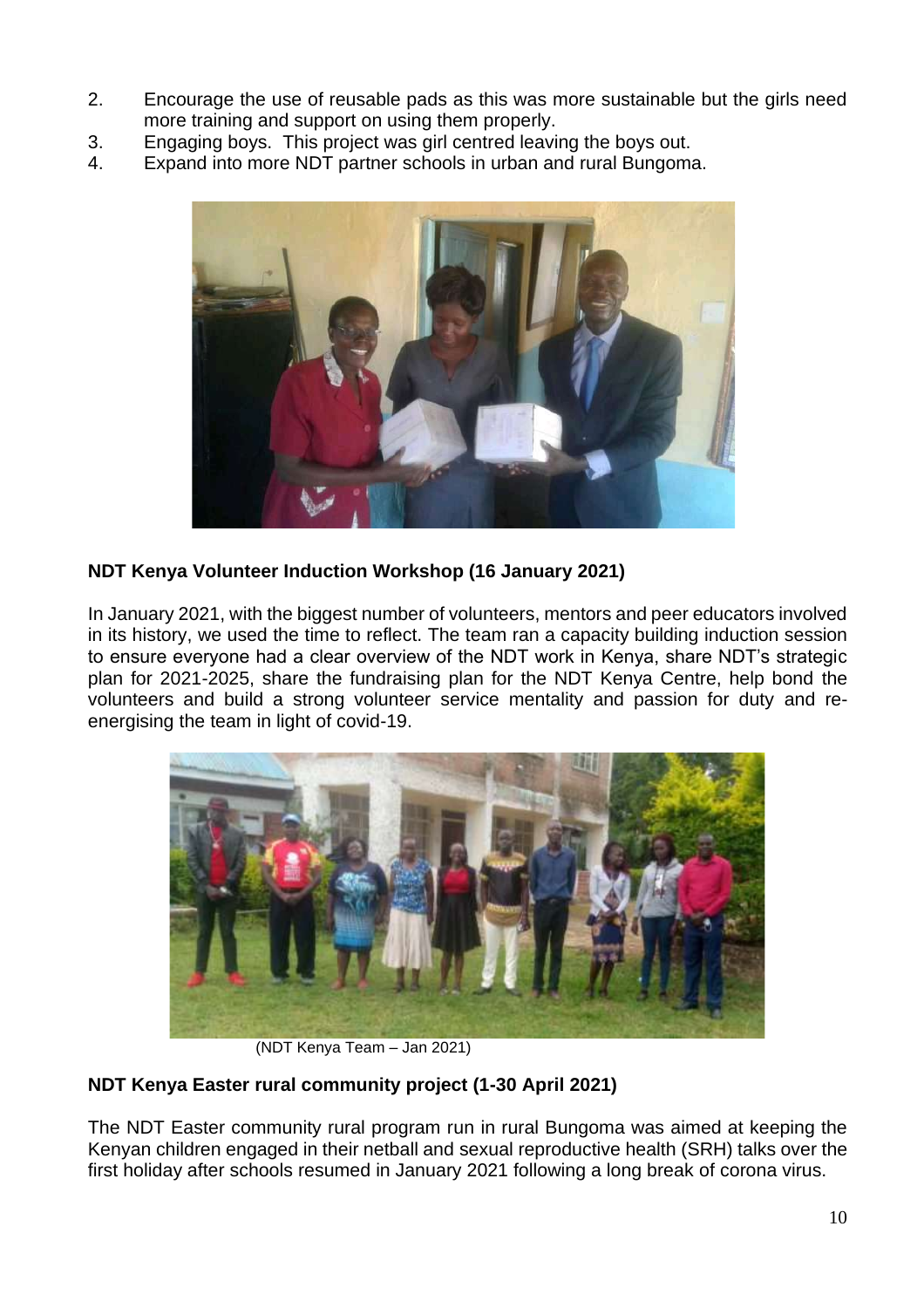2. Encourage the use of reusable pads as this was more sustainable but the girls need more training and support on using them properly.
3. Engaging boys. This project was girl centred leaving the boys out.
4. Expand into more NDT partner schools in urban and rural Bungoma.

**NDT Kenya Volunteer Induction Workshop (16 January 2021)**

In January 2021, with the biggest number of volunteers, mentors and peer educators involved in its history, we used the time to reflect. The team ran a capacity building induction session to ensure everyone had a clear overview of the NDT work in Kenya, share NDT's strategic plan for 2021-2025, share the fundraising plan for the NDT Kenya Centre, help bond the volunteers and build a strong volunteer service mentality and passion for duty and re-energising the team in light of covid-19.

(NDT Kenya Team – Jan 2021)

**NDT Kenya Easter rural community project (1-30 April 2021)**

The NDT Easter community rural program run in rural Bungoma was aimed at keeping the Kenyan children engaged in their netball and sexual reproductive health (SRH) talks over the first holiday after schools resumed in January 2021 following a long break of corona virus.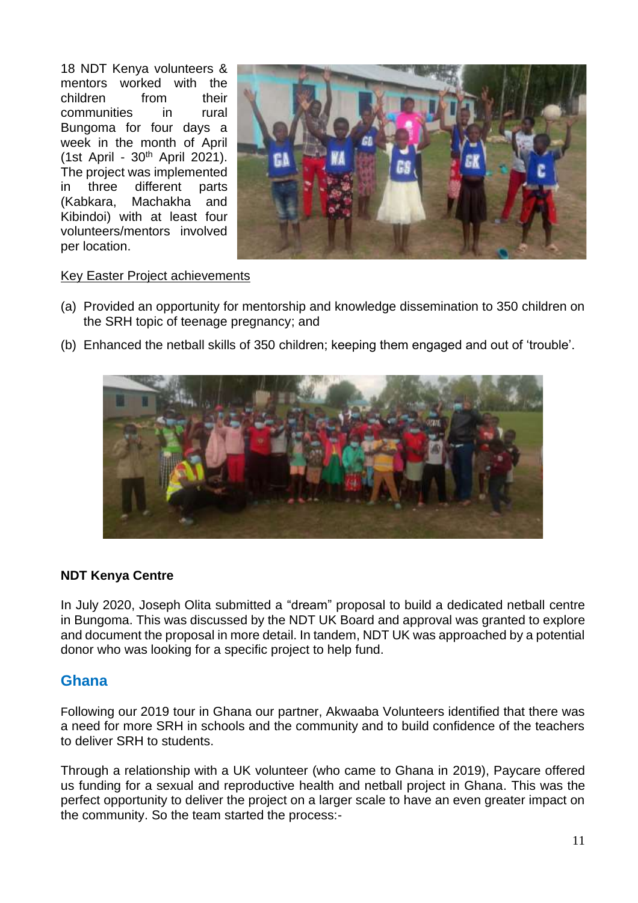18 NDT Kenya volunteers & mentors worked with the children from their communities in rural Bungoma for four days a week in the month of April (1st April - 30th April 2021). The project was implemented in three different parts (Kabkara, Machakha and Kibindoi) with at least four volunteers/mentors involved per location.

Key Easter Project achievements

(a) Provided an opportunity for mentorship and knowledge dissemination to 350 children on the SRH topic of teenage pregnancy; and

(b) Enhanced the netball skills of 350 children; keeping them engaged and out of 'trouble'.

**NDT Kenya Centre**

In July 2020, Joseph Olita submitted a "dream" proposal to build a dedicated netball centre in Bungoma. This was discussed by the NDT UK Board and approval was granted to explore and document the proposal in more detail. In tandem, NDT UK was approached by a potential donor who was looking for a specific project to help fund.

## Ghana

Following our 2019 tour in Ghana our partner, Akwaaba Volunteers identified that there was a need for more SRH in schools and the community and to build confidence of the teachers to deliver SRH to students.

Through a relationship with a UK volunteer (who came to Ghana in 2019), Paycare offered us funding for a sexual and reproductive health and netball project in Ghana. This was the perfect opportunity to deliver the project on a larger scale to have an even greater impact on the community. So the team started the process:-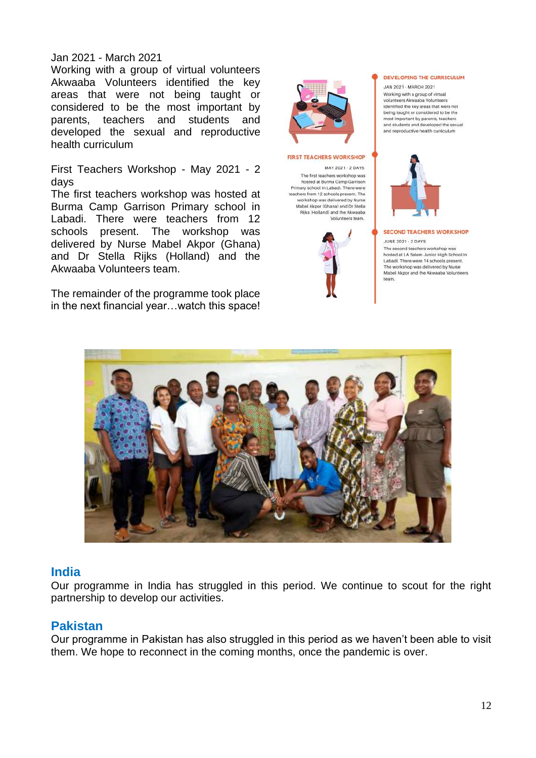Jan 2021 - March 2021
Working with a group of virtual volunteers Akwaaba Volunteers identified the key areas that were not being taught or considered to be the most important by parents, teachers and students and developed the sexual and reproductive health curriculum

First Teachers Workshop - May 2021 - 2 days
The first teachers workshop was hosted at Burma Camp Garrison Primary school in Labadi. There were teachers from 12 schools present. The workshop was delivered by Nurse Mabel Akpor (Ghana) and Dr Stella Rijks (Holland) and the Akwaaba Volunteers team.

The remainder of the programme took place in the next financial year…watch this space!

**DEVELOPING THE CURRICULUM**

JAN 2021 - MARCH 2021

Working with a group of virtual volunteers Akwaaba Volunteers identified the key areas that were not being taught or considered to be the most important by parents, teachers and students and developed the sexual and reproductive health curriculum

**FIRST TEACHERS WORKSHOP**

MAY 2021 - 2 DAYS

The first teachers workshop was hosted at Burma Camp Garrison Primary school in Labadi. There were teachers from 12 schools present. The workshop was delivered by Nurse Mabel Akpor (Ghana) and Dr Stella Rijks (Holland) and the Akwaaba Volunteers team.

**SECOND TEACHERS WORKSHOP**

JUNE 2021 - 2 DAYS

The second teachers workshop was hosted at LA Salem Junior High School in Labadi. There were 14 schools present. The workshop was delivered by Nurse Mabel Akpor and the Akwaaba Volunteers team.

## India

Our programme in India has struggled in this period. We continue to scout for the right partnership to develop our activities.

## Pakistan

Our programme in Pakistan has also struggled in this period as we haven't been able to visit them. We hope to reconnect in the coming months, once the pandemic is over.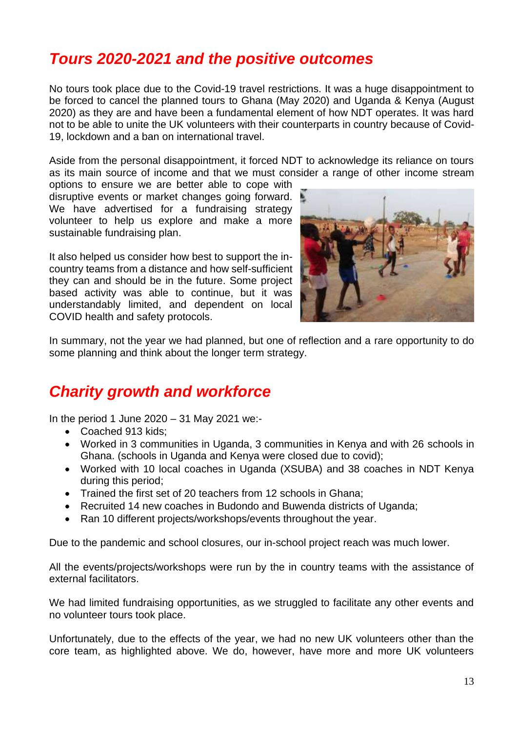## *Tours 2020-2021 and the positive outcomes*

No tours took place due to the Covid-19 travel restrictions. It was a huge disappointment to be forced to cancel the planned tours to Ghana (May 2020) and Uganda & Kenya (August 2020) as they are and have been a fundamental element of how NDT operates. It was hard not to be able to unite the UK volunteers with their counterparts in country because of Covid-19, lockdown and a ban on international travel.

Aside from the personal disappointment, it forced NDT to acknowledge its reliance on tours as its main source of income and that we must consider a range of other income stream options to ensure we are better able to cope with disruptive events or market changes going forward. We have advertised for a fundraising strategy volunteer to help us explore and make a more sustainable fundraising plan.

It also helped us consider how best to support the in-country teams from a distance and how self-sufficient they can and should be in the future. Some project based activity was able to continue, but it was understandably limited, and dependent on local COVID health and safety protocols.

In summary, not the year we had planned, but one of reflection and a rare opportunity to do some planning and think about the longer term strategy.

## *Charity growth and workforce*

In the period 1 June 2020 – 31 May 2021 we:-

- Coached 913 kids;
- Worked in 3 communities in Uganda, 3 communities in Kenya and with 26 schools in Ghana. (schools in Uganda and Kenya were closed due to covid);
- Worked with 10 local coaches in Uganda (XSUBA) and 38 coaches in NDT Kenya during this period;
- Trained the first set of 20 teachers from 12 schools in Ghana;
- Recruited 14 new coaches in Budondo and Buwenda districts of Uganda;
- Ran 10 different projects/workshops/events throughout the year.

Due to the pandemic and school closures, our in-school project reach was much lower.

All the events/projects/workshops were run by the in country teams with the assistance of external facilitators.

We had limited fundraising opportunities, as we struggled to facilitate any other events and no volunteer tours took place.

Unfortunately, due to the effects of the year, we had no new UK volunteers other than the core team, as highlighted above. We do, however, have more and more UK volunteers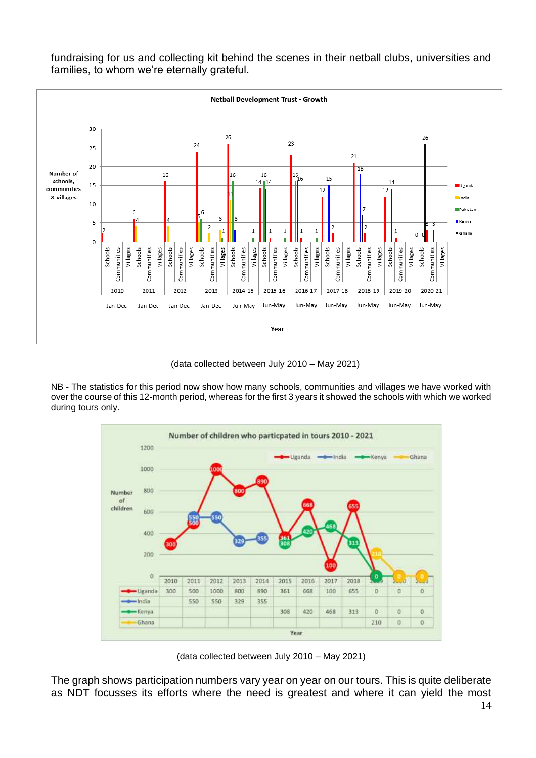fundraising for us and collecting kit behind the scenes in their netball clubs, universities and families, to whom we're eternally grateful.

**Netball Development Trust - Growth**

(data collected between July 2010 – May 2021)

NB - The statistics for this period now show how many schools, communities and villages we have worked with over the course of this 12-month period, whereas for the first 3 years it showed the schools with which we worked during tours only.

**Number of children who particpated in tours 2010 - 2021**

| | 2010 | 2011 | 2012 | 2013 | 2014 | 2015 | 2016 | 2017 | 2018 | 2019 | 2020 | 2021 |
|---|---|---|---|---|---|---|---|---|---|---|---|---|
| Uganda | 300 | 500 | 1000 | 800 | 890 | 361 | 668 | 100 | 655 | 0 | 0 | 0 |
| India | | 550 | 550 | 329 | 355 | | | | | | | |
| Kenya | | | | | | 308 | 420 | 468 | 313 | 0 | 0 | 0 |
| Ghana | | | | | | | | | | 210 | 0 | 0 |

(data collected between July 2010 – May 2021)

The graph shows participation numbers vary year on year on our tours. This is quite deliberate as NDT focusses its efforts where the need is greatest and where it can yield the most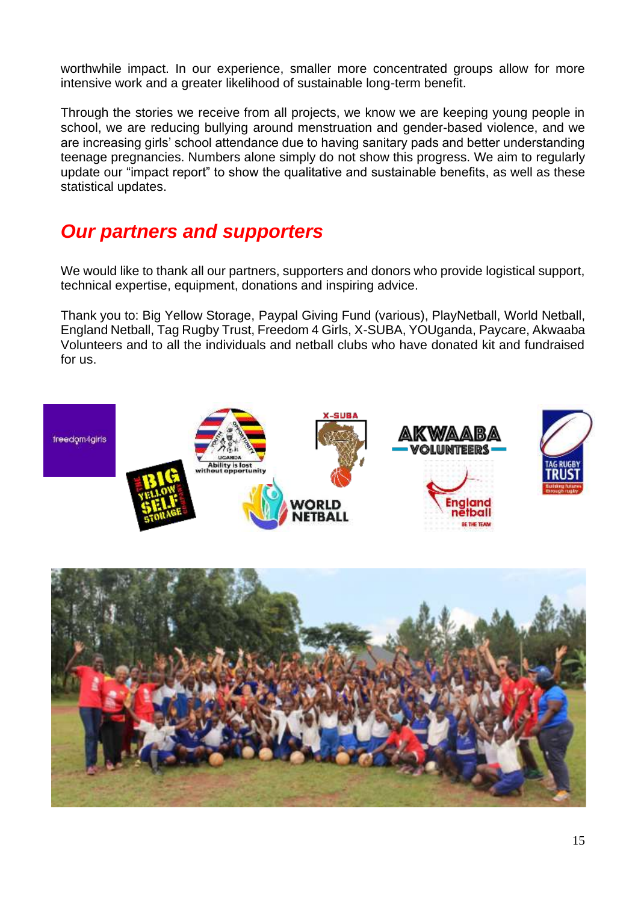worthwhile impact. In our experience, smaller more concentrated groups allow for more intensive work and a greater likelihood of sustainable long-term benefit.

Through the stories we receive from all projects, we know we are keeping young people in school, we are reducing bullying around menstruation and gender-based violence, and we are increasing girls' school attendance due to having sanitary pads and better understanding teenage pregnancies. Numbers alone simply do not show this progress. We aim to regularly update our "impact report" to show the qualitative and sustainable benefits, as well as these statistical updates.

## *Our partners and supporters*

We would like to thank all our partners, supporters and donors who provide logistical support, technical expertise, equipment, donations and inspiring advice.

Thank you to: Big Yellow Storage, Paypal Giving Fund (various), PlayNetball, World Netball, England Netball, Tag Rugby Trust, Freedom 4 Girls, X-SUBA, YOUganda, Paycare, Akwaaba Volunteers and to all the individuals and netball clubs who have donated kit and fundraised for us.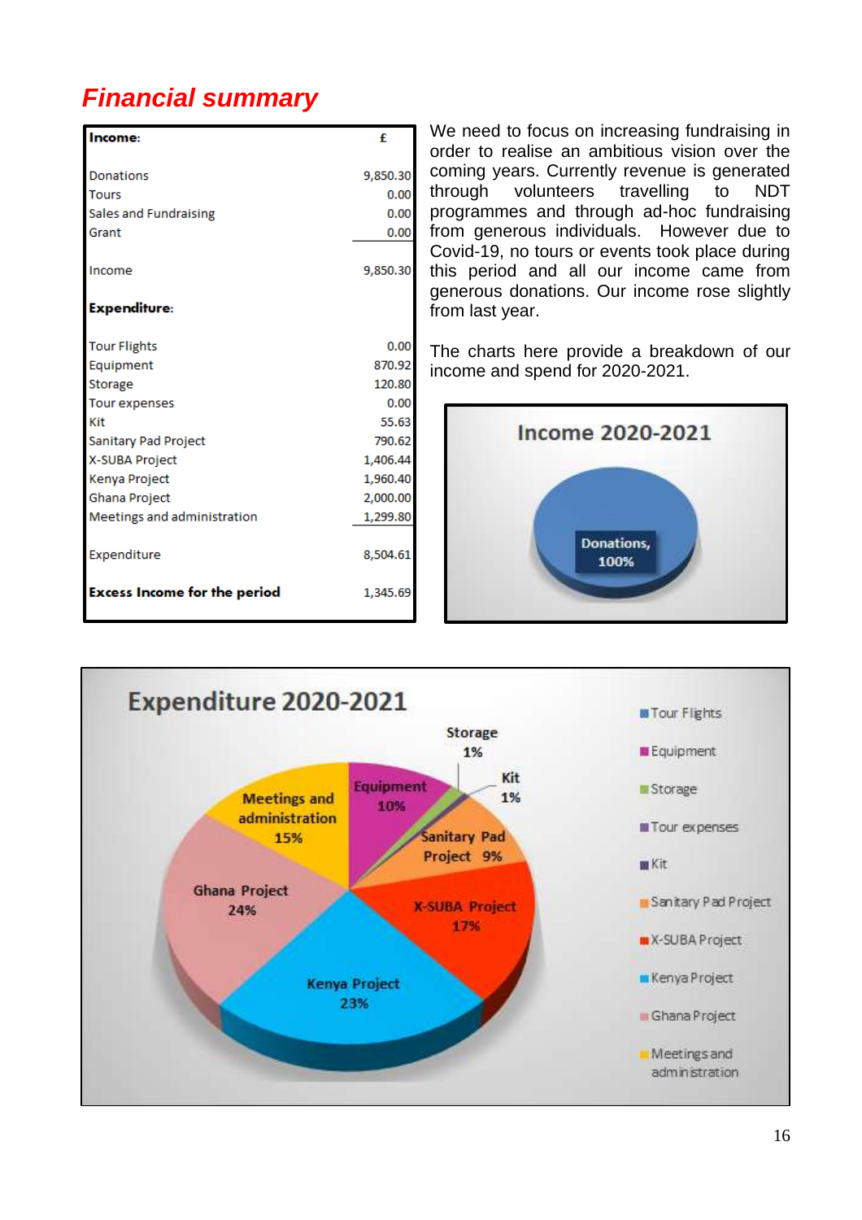## Financial summary

| Income: | £ |
|---|---|
| Donations | 9,850.30 |
| Tours | 0.00 |
| Sales and Fundraising | 0.00 |
| Grant | 0.00 |
| Income | 9,850.30 |
| **Expenditure:** | |
| Tour Flights | 0.00 |
| Equipment | 870.92 |
| Storage | 120.80 |
| Tour expenses | 0.00 |
| Kit | 55.63 |
| Sanitary Pad Project | 790.62 |
| X-SUBA Project | 1,406.44 |
| Kenya Project | 1,960.40 |
| Ghana Project | 2,000.00 |
| Meetings and administration | 1,299.80 |
| Expenditure | 8,504.61 |
| **Excess Income for the period** | 1,345.69 |

We need to focus on increasing fundraising in order to realise an ambitious vision over the coming years. Currently revenue is generated through volunteers travelling to NDT programmes and through ad-hoc fundraising from generous individuals. However due to Covid-19, no tours or events took place during this period and all our income came from generous donations. Our income rose slightly from last year.

The charts here provide a breakdown of our income and spend for 2020-2021.

**Income 2020-2021**

Donations, 100%

**Expenditure 2020-2021**

| Category | Share |
|---|---|
| Tour Flights | |
| Equipment | 10% |
| Storage | 1% |
| Tour expenses | |
| Kit | 1% |
| Sanitary Pad Project | 9% |
| X-SUBA Project | 17% |
| Kenya Project | 23% |
| Ghana Project | 24% |
| Meetings and administration | 15% |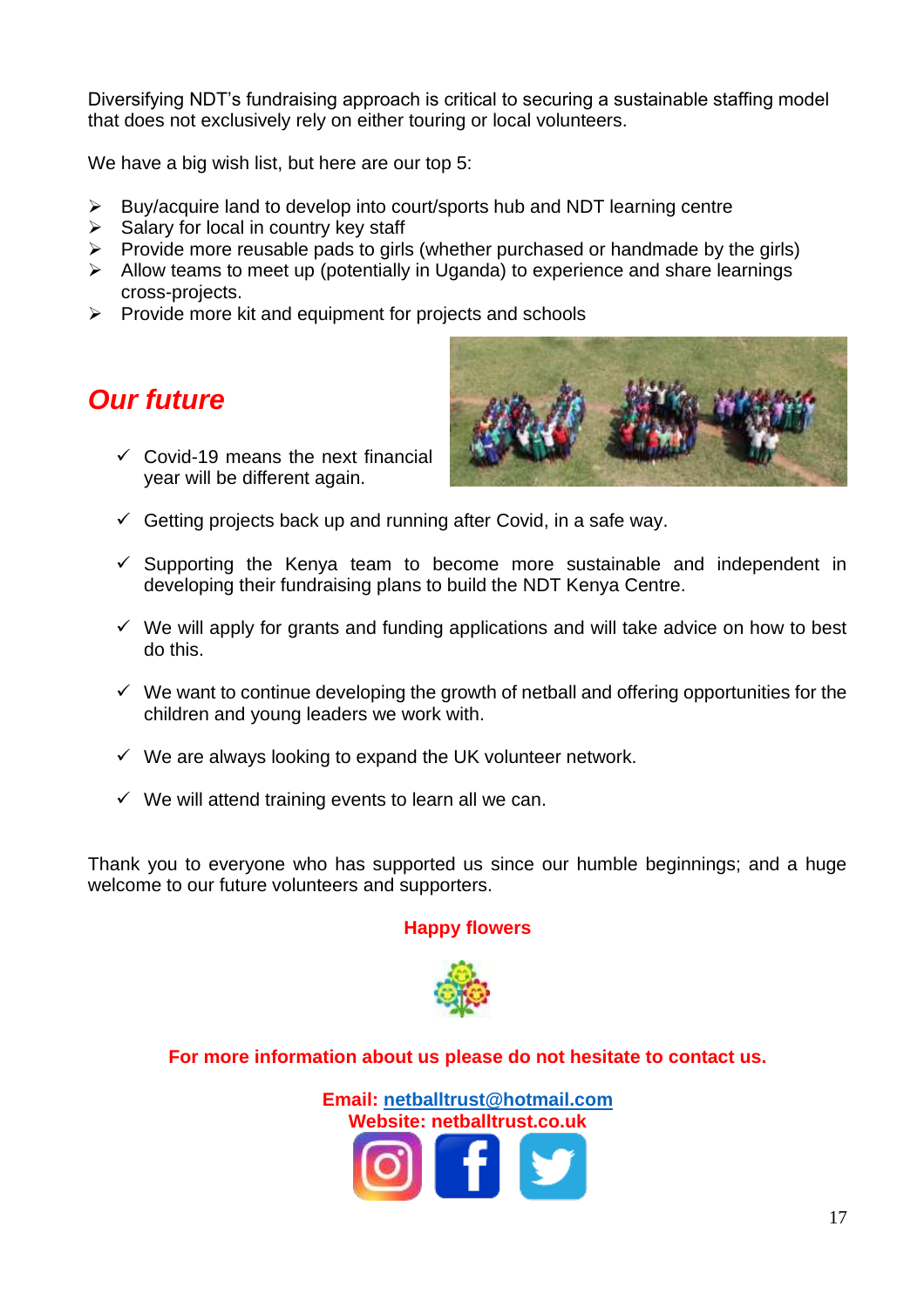Diversifying NDT's fundraising approach is critical to securing a sustainable staffing model that does not exclusively rely on either touring or local volunteers.

We have a big wish list, but here are our top 5:

- Buy/acquire land to develop into court/sports hub and NDT learning centre
- Salary for local in country key staff
- Provide more reusable pads to girls (whether purchased or handmade by the girls)
- Allow teams to meet up (potentially in Uganda) to experience and share learnings cross-projects.
- Provide more kit and equipment for projects and schools

## *Our future*

- ✓ Covid-19 means the next financial year will be different again.
- ✓ Getting projects back up and running after Covid, in a safe way.
- ✓ Supporting the Kenya team to become more sustainable and independent in developing their fundraising plans to build the NDT Kenya Centre.
- ✓ We will apply for grants and funding applications and will take advice on how to best do this.
- ✓ We want to continue developing the growth of netball and offering opportunities for the children and young leaders we work with.
- ✓ We are always looking to expand the UK volunteer network.
- ✓ We will attend training events to learn all we can.

Thank you to everyone who has supported us since our humble beginnings; and a huge welcome to our future volunteers and supporters.

**Happy flowers**

**For more information about us please do not hesitate to contact us.**

**Email: netballtrust@hotmail.com**
**Website: netballtrust.co.uk**